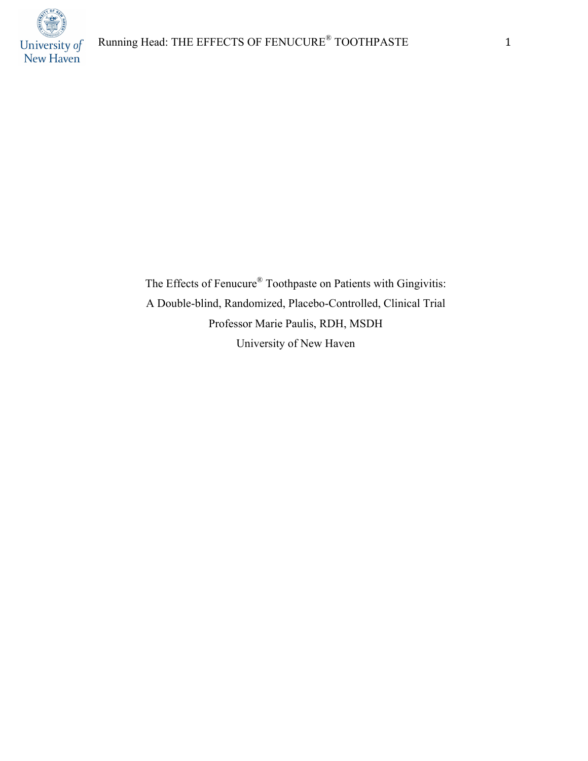The Effects of Fenucure® Toothpaste on Patients with Gingivitis:

A Double-blind, Randomized, Placebo-Controlled, Clinical Trial

Professor Marie Paulis, RDH, MSDH

University of New Haven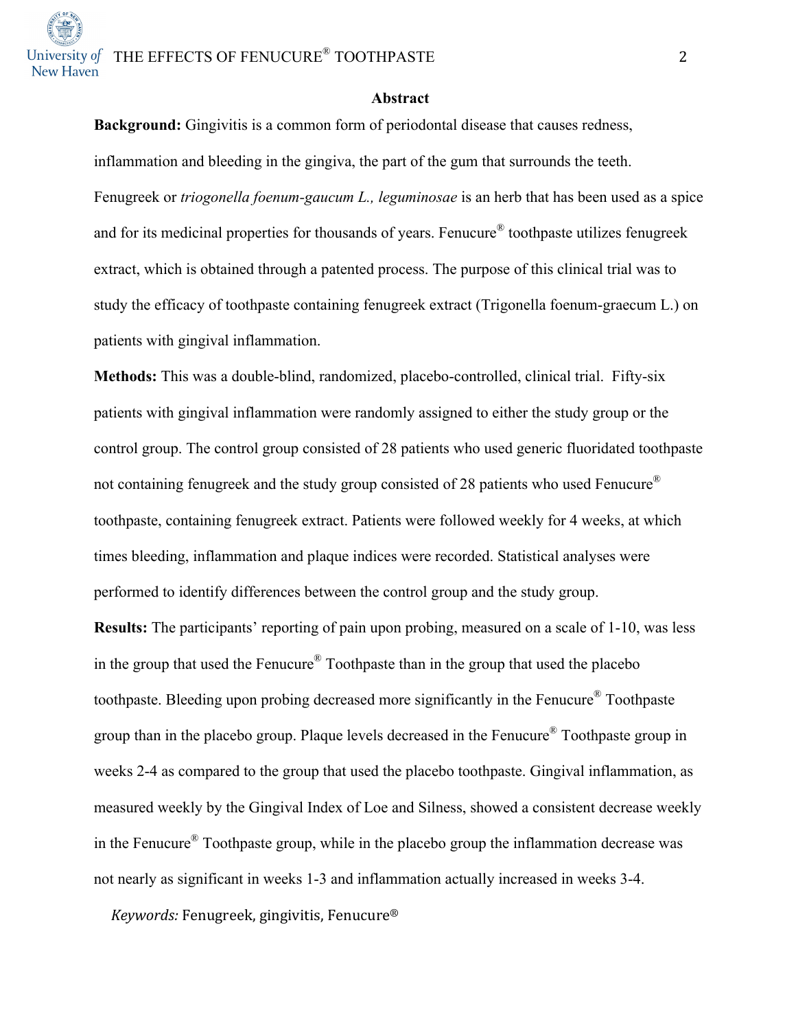## Abstract

**Background:** Gingivitis is a common form of periodontal disease that causes redness, inflammation and bleeding in the gingiva, the part of the gum that surrounds the teeth. Fenugreek or *triogonella foenum-gaucum L., leguminosae* is an herb that has been used as a spice and for its medicinal properties for thousands of years. Fenucure® toothpaste utilizes fenugreek extract, which is obtained through a patented process. The purpose of this clinical trial was to study the efficacy of toothpaste containing fenugreek extract (Trigonella foenum-graecum L.) on patients with gingival inflammation.

**Methods:** This was a double-blind, randomized, placebo-controlled, clinical trial. Fifty-six patients with gingival inflammation were randomly assigned to either the study group or the control group. The control group consisted of 28 patients who used generic fluoridated toothpaste not containing fenugreek and the study group consisted of 28 patients who used Fenucure® toothpaste, containing fenugreek extract. Patients were followed weekly for 4 weeks, at which times bleeding, inflammation and plaque indices were recorded. Statistical analyses were performed to identify differences between the control group and the study group.

**Results:** The participants' reporting of pain upon probing, measured on a scale of 1-10, was less in the group that used the Fenucure® Toothpaste than in the group that used the placebo toothpaste. Bleeding upon probing decreased more significantly in the Fenucure® Toothpaste group than in the placebo group. Plaque levels decreased in the Fenucure® Toothpaste group in weeks 2-4 as compared to the group that used the placebo toothpaste. Gingival inflammation, as measured weekly by the Gingival Index of Loe and Silness, showed a consistent decrease weekly in the Fenucure® Toothpaste group, while in the placebo group the inflammation decrease was not nearly as significant in weeks 1-3 and inflammation actually increased in weeks 3-4.

*Keywords:* Fenugreek, gingivitis, Fenucure®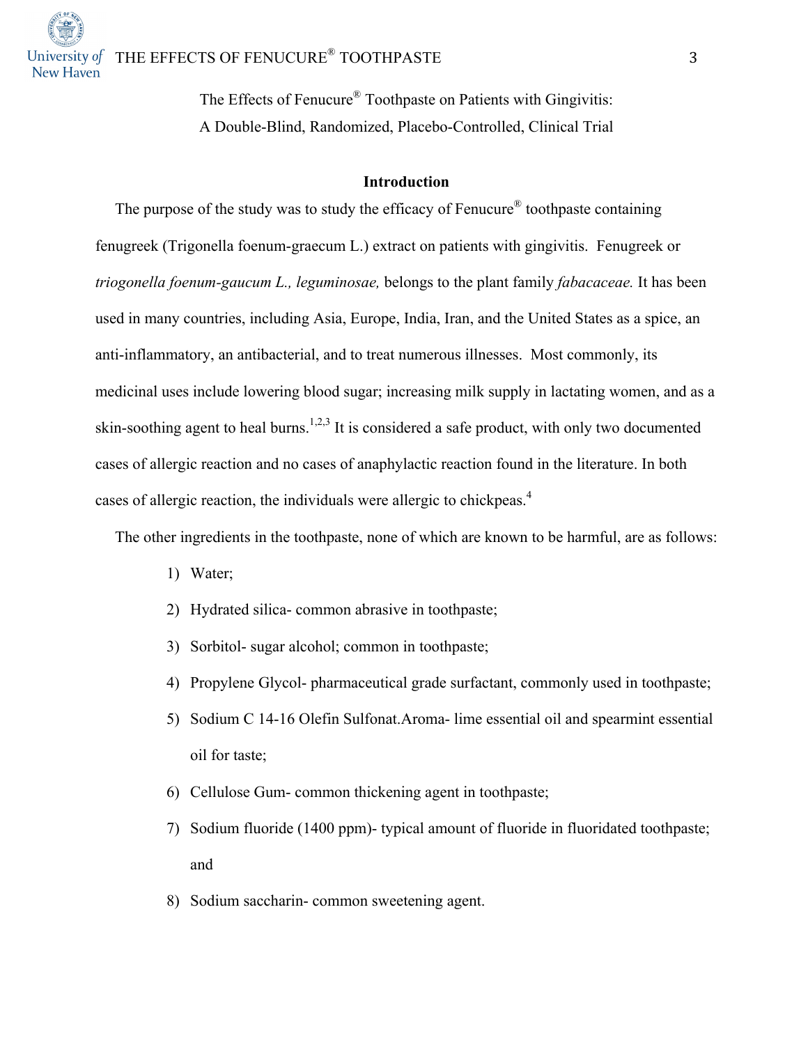The Effects of Fenucure® Toothpaste on Patients with Gingivitis:
A Double-Blind, Randomized, Placebo-Controlled, Clinical Trial

## Introduction

The purpose of the study was to study the efficacy of Fenucure® toothpaste containing fenugreek (Trigonella foenum-graecum L.) extract on patients with gingivitis. Fenugreek or *triogonella foenum-gaucum L., leguminosae,* belongs to the plant family *fabacaceae.* It has been used in many countries, including Asia, Europe, India, Iran, and the United States as a spice, an anti-inflammatory, an antibacterial, and to treat numerous illnesses. Most commonly, its medicinal uses include lowering blood sugar; increasing milk supply in lactating women, and as a skin-soothing agent to heal burns.[1,2,3] It is considered a safe product, with only two documented cases of allergic reaction and no cases of anaphylactic reaction found in the literature. In both cases of allergic reaction, the individuals were allergic to chickpeas.[4]

The other ingredients in the toothpaste, none of which are known to be harmful, are as follows:

1) Water;
2) Hydrated silica- common abrasive in toothpaste;
3) Sorbitol- sugar alcohol; common in toothpaste;
4) Propylene Glycol- pharmaceutical grade surfactant, commonly used in toothpaste;
5) Sodium C 14-16 Olefin Sulfonat.Aroma- lime essential oil and spearmint essential oil for taste;
6) Cellulose Gum- common thickening agent in toothpaste;
7) Sodium fluoride (1400 ppm)- typical amount of fluoride in fluoridated toothpaste; and
8) Sodium saccharin- common sweetening agent.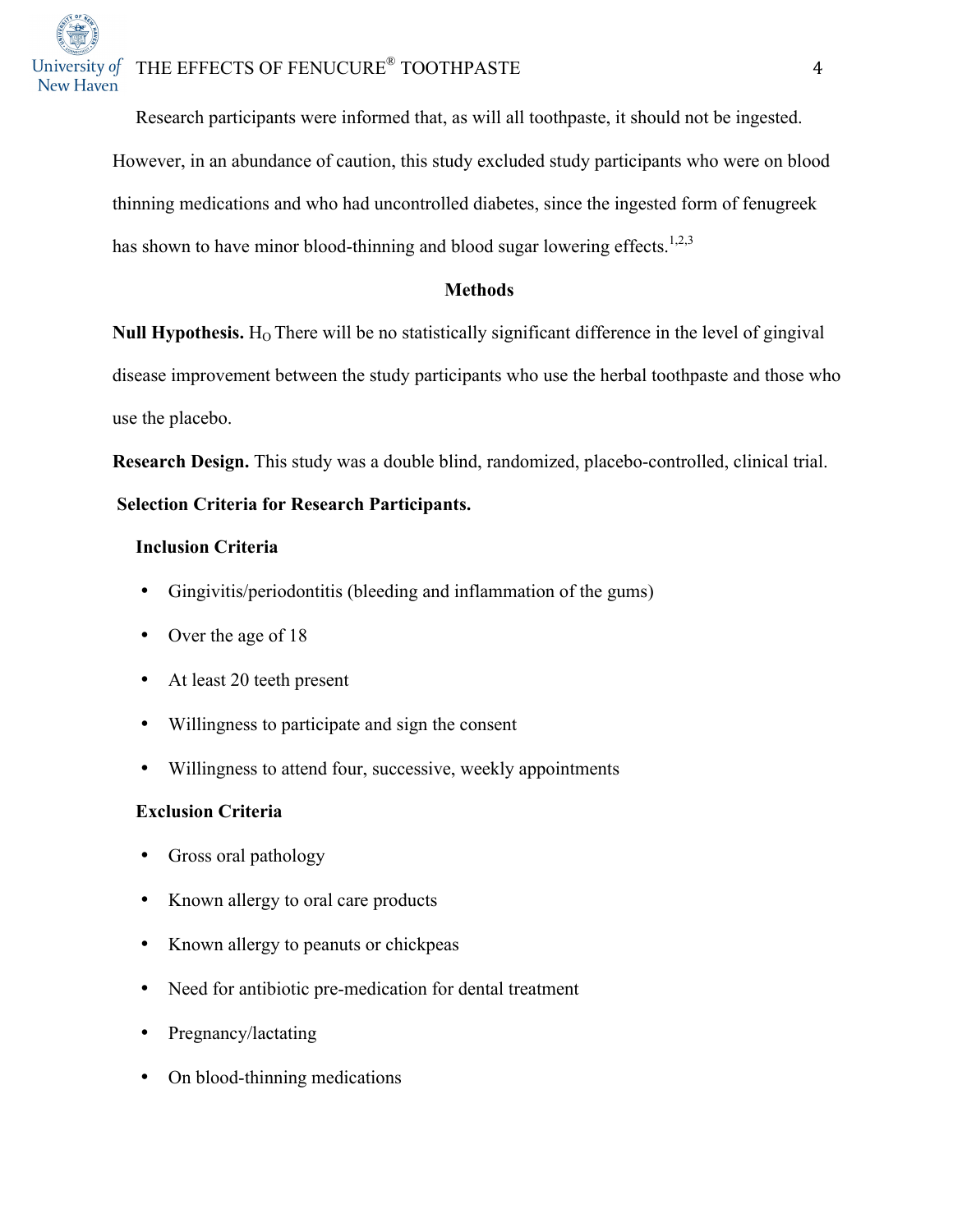Research participants were informed that, as will all toothpaste, it should not be ingested. However, in an abundance of caution, this study excluded study participants who were on blood thinning medications and who had uncontrolled diabetes, since the ingested form of fenugreek has shown to have minor blood-thinning and blood sugar lowering effects.[1,2,3]

## Methods

**Null Hypothesis.** $H_O$ There will be no statistically significant difference in the level of gingival disease improvement between the study participants who use the herbal toothpaste and those who use the placebo.

**Research Design.** This study was a double blind, randomized, placebo-controlled, clinical trial.

**Selection Criteria for Research Participants.**

**Inclusion Criteria**

- Gingivitis/periodontitis (bleeding and inflammation of the gums)
- Over the age of 18
- At least 20 teeth present
- Willingness to participate and sign the consent
- Willingness to attend four, successive, weekly appointments

**Exclusion Criteria**

- Gross oral pathology
- Known allergy to oral care products
- Known allergy to peanuts or chickpeas
- Need for antibiotic pre-medication for dental treatment
- Pregnancy/lactating
- On blood-thinning medications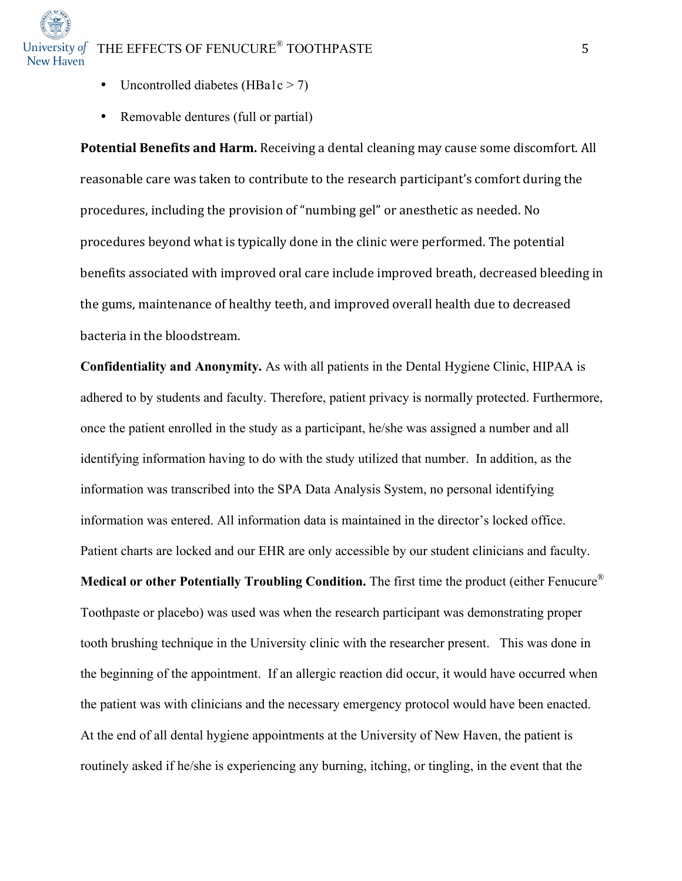- Uncontrolled diabetes (HBa1c > 7)
- Removable dentures (full or partial)

**Potential Benefits and Harm.** Receiving a dental cleaning may cause some discomfort. All reasonable care was taken to contribute to the research participant's comfort during the procedures, including the provision of "numbing gel" or anesthetic as needed. No procedures beyond what is typically done in the clinic were performed. The potential benefits associated with improved oral care include improved breath, decreased bleeding in the gums, maintenance of healthy teeth, and improved overall health due to decreased bacteria in the bloodstream.

**Confidentiality and Anonymity.** As with all patients in the Dental Hygiene Clinic, HIPAA is adhered to by students and faculty. Therefore, patient privacy is normally protected. Furthermore, once the patient enrolled in the study as a participant, he/she was assigned a number and all identifying information having to do with the study utilized that number. In addition, as the information was transcribed into the SPA Data Analysis System, no personal identifying information was entered. All information data is maintained in the director's locked office. Patient charts are locked and our EHR are only accessible by our student clinicians and faculty.

**Medical or other Potentially Troubling Condition.** The first time the product (either Fenucure® Toothpaste or placebo) was used was when the research participant was demonstrating proper tooth brushing technique in the University clinic with the researcher present. This was done in the beginning of the appointment. If an allergic reaction did occur, it would have occurred when the patient was with clinicians and the necessary emergency protocol would have been enacted. At the end of all dental hygiene appointments at the University of New Haven, the patient is routinely asked if he/she is experiencing any burning, itching, or tingling, in the event that the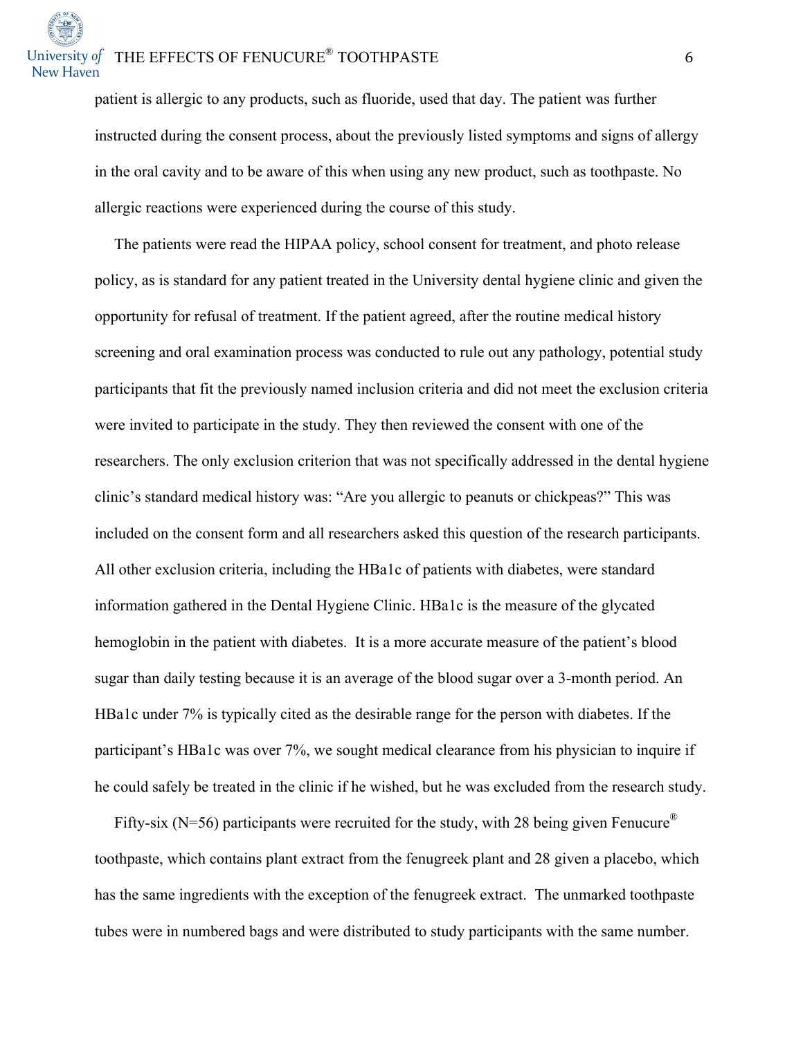patient is allergic to any products, such as fluoride, used that day. The patient was further instructed during the consent process, about the previously listed symptoms and signs of allergy in the oral cavity and to be aware of this when using any new product, such as toothpaste. No allergic reactions were experienced during the course of this study.

The patients were read the HIPAA policy, school consent for treatment, and photo release policy, as is standard for any patient treated in the University dental hygiene clinic and given the opportunity for refusal of treatment. If the patient agreed, after the routine medical history screening and oral examination process was conducted to rule out any pathology, potential study participants that fit the previously named inclusion criteria and did not meet the exclusion criteria were invited to participate in the study. They then reviewed the consent with one of the researchers. The only exclusion criterion that was not specifically addressed in the dental hygiene clinic's standard medical history was: "Are you allergic to peanuts or chickpeas?" This was included on the consent form and all researchers asked this question of the research participants. All other exclusion criteria, including the HBa1c of patients with diabetes, were standard information gathered in the Dental Hygiene Clinic. HBa1c is the measure of the glycated hemoglobin in the patient with diabetes. It is a more accurate measure of the patient's blood sugar than daily testing because it is an average of the blood sugar over a 3-month period. An HBa1c under 7% is typically cited as the desirable range for the person with diabetes. If the participant's HBa1c was over 7%, we sought medical clearance from his physician to inquire if he could safely be treated in the clinic if he wished, but he was excluded from the research study.

Fifty-six (N=56) participants were recruited for the study, with 28 being given Fenucure® toothpaste, which contains plant extract from the fenugreek plant and 28 given a placebo, which has the same ingredients with the exception of the fenugreek extract. The unmarked toothpaste tubes were in numbered bags and were distributed to study participants with the same number.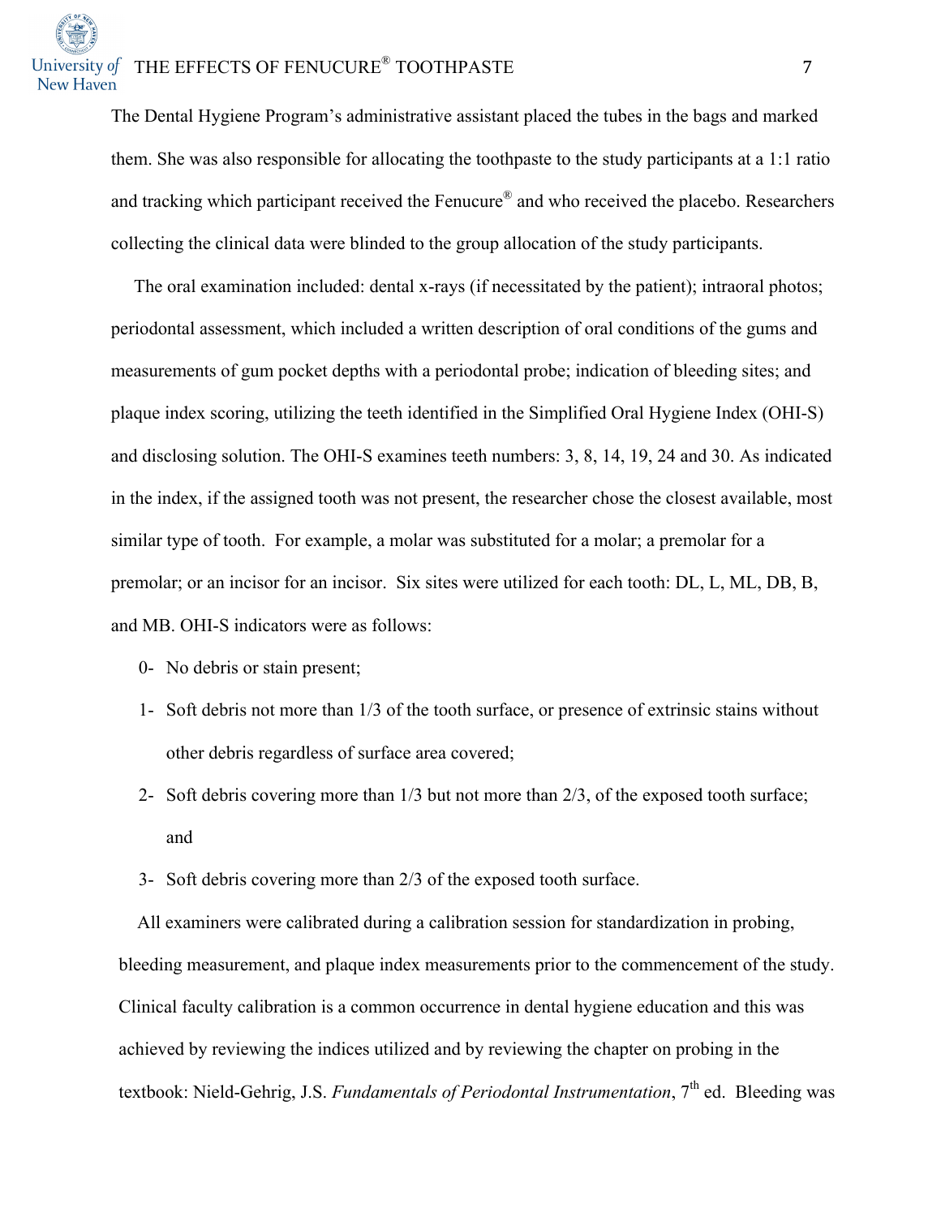The Dental Hygiene Program's administrative assistant placed the tubes in the bags and marked them. She was also responsible for allocating the toothpaste to the study participants at a 1:1 ratio and tracking which participant received the Fenucure® and who received the placebo. Researchers collecting the clinical data were blinded to the group allocation of the study participants.

The oral examination included: dental x-rays (if necessitated by the patient); intraoral photos; periodontal assessment, which included a written description of oral conditions of the gums and measurements of gum pocket depths with a periodontal probe; indication of bleeding sites; and plaque index scoring, utilizing the teeth identified in the Simplified Oral Hygiene Index (OHI-S) and disclosing solution. The OHI-S examines teeth numbers: 3, 8, 14, 19, 24 and 30. As indicated in the index, if the assigned tooth was not present, the researcher chose the closest available, most similar type of tooth. For example, a molar was substituted for a molar; a premolar for a premolar; or an incisor for an incisor. Six sites were utilized for each tooth: DL, L, ML, DB, B, and MB. OHI-S indicators were as follows:

0- No debris or stain present;
1- Soft debris not more than 1/3 of the tooth surface, or presence of extrinsic stains without other debris regardless of surface area covered;
2- Soft debris covering more than 1/3 but not more than 2/3, of the exposed tooth surface; and
3- Soft debris covering more than 2/3 of the exposed tooth surface.

All examiners were calibrated during a calibration session for standardization in probing, bleeding measurement, and plaque index measurements prior to the commencement of the study. Clinical faculty calibration is a common occurrence in dental hygiene education and this was achieved by reviewing the indices utilized and by reviewing the chapter on probing in the textbook: Nield-Gehrig, J.S. *Fundamentals of Periodontal Instrumentation*, 7th ed. Bleeding was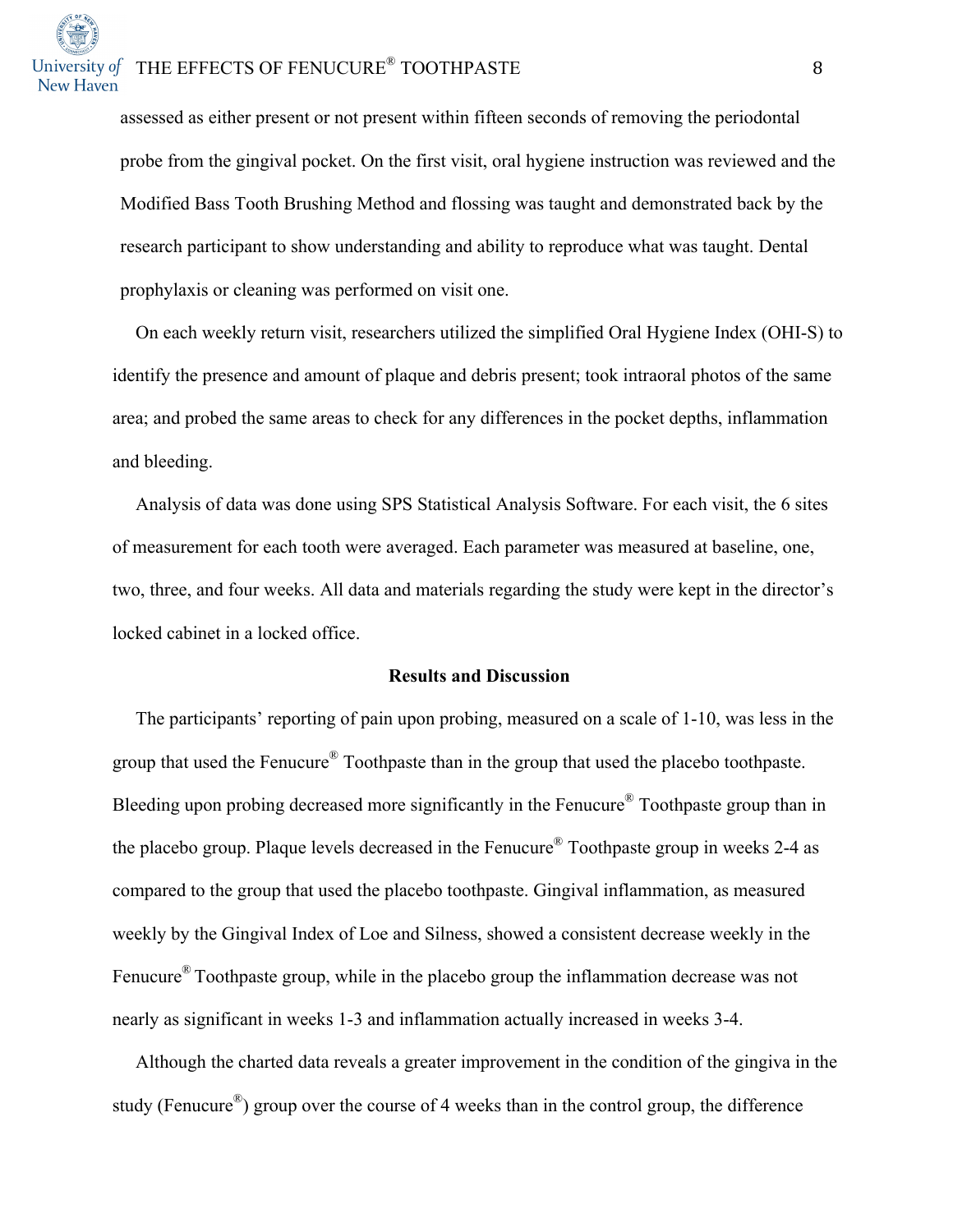assessed as either present or not present within fifteen seconds of removing the periodontal probe from the gingival pocket. On the first visit, oral hygiene instruction was reviewed and the Modified Bass Tooth Brushing Method and flossing was taught and demonstrated back by the research participant to show understanding and ability to reproduce what was taught. Dental prophylaxis or cleaning was performed on visit one.

On each weekly return visit, researchers utilized the simplified Oral Hygiene Index (OHI-S) to identify the presence and amount of plaque and debris present; took intraoral photos of the same area; and probed the same areas to check for any differences in the pocket depths, inflammation and bleeding.

Analysis of data was done using SPS Statistical Analysis Software. For each visit, the 6 sites of measurement for each tooth were averaged. Each parameter was measured at baseline, one, two, three, and four weeks. All data and materials regarding the study were kept in the director's locked cabinet in a locked office.

## Results and Discussion

The participants' reporting of pain upon probing, measured on a scale of 1-10, was less in the group that used the Fenucure® Toothpaste than in the group that used the placebo toothpaste. Bleeding upon probing decreased more significantly in the Fenucure® Toothpaste group than in the placebo group. Plaque levels decreased in the Fenucure® Toothpaste group in weeks 2-4 as compared to the group that used the placebo toothpaste. Gingival inflammation, as measured weekly by the Gingival Index of Loe and Silness, showed a consistent decrease weekly in the Fenucure® Toothpaste group, while in the placebo group the inflammation decrease was not nearly as significant in weeks 1-3 and inflammation actually increased in weeks 3-4.

Although the charted data reveals a greater improvement in the condition of the gingiva in the study (Fenucure®) group over the course of 4 weeks than in the control group, the difference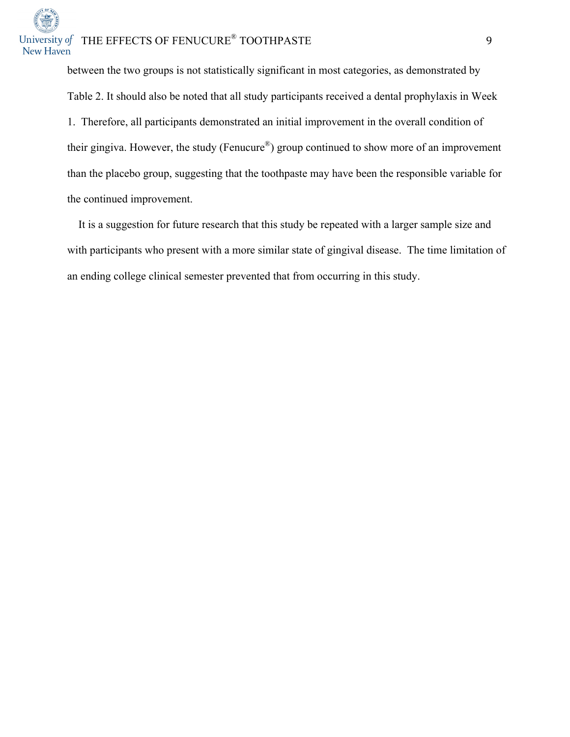between the two groups is not statistically significant in most categories, as demonstrated by Table 2. It should also be noted that all study participants received a dental prophylaxis in Week 1. Therefore, all participants demonstrated an initial improvement in the overall condition of their gingiva. However, the study (Fenucure®) group continued to show more of an improvement than the placebo group, suggesting that the toothpaste may have been the responsible variable for the continued improvement.

It is a suggestion for future research that this study be repeated with a larger sample size and with participants who present with a more similar state of gingival disease. The time limitation of an ending college clinical semester prevented that from occurring in this study.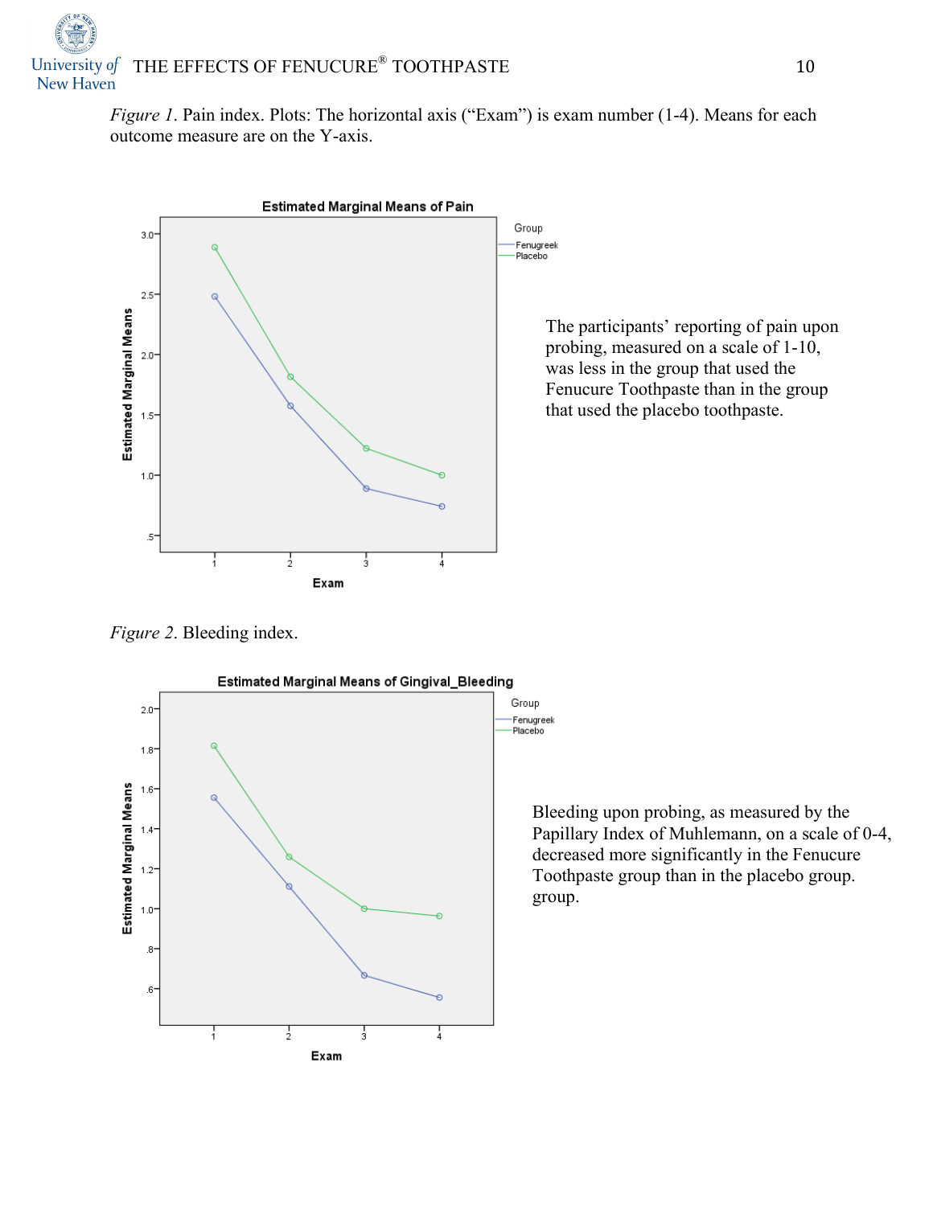*Figure 1*. Pain index. Plots: The horizontal axis ("Exam") is exam number (1-4). Means for each outcome measure are on the Y-axis.

The participants' reporting of pain upon probing, measured on a scale of 1-10, was less in the group that used the Fenucure Toothpaste than in the group that used the placebo toothpaste.

*Figure 2*. Bleeding index.

Bleeding upon probing, as measured by the Papillary Index of Muhlemann, on a scale of 0-4, decreased more significantly in the Fenucure Toothpaste group than in the placebo group. group.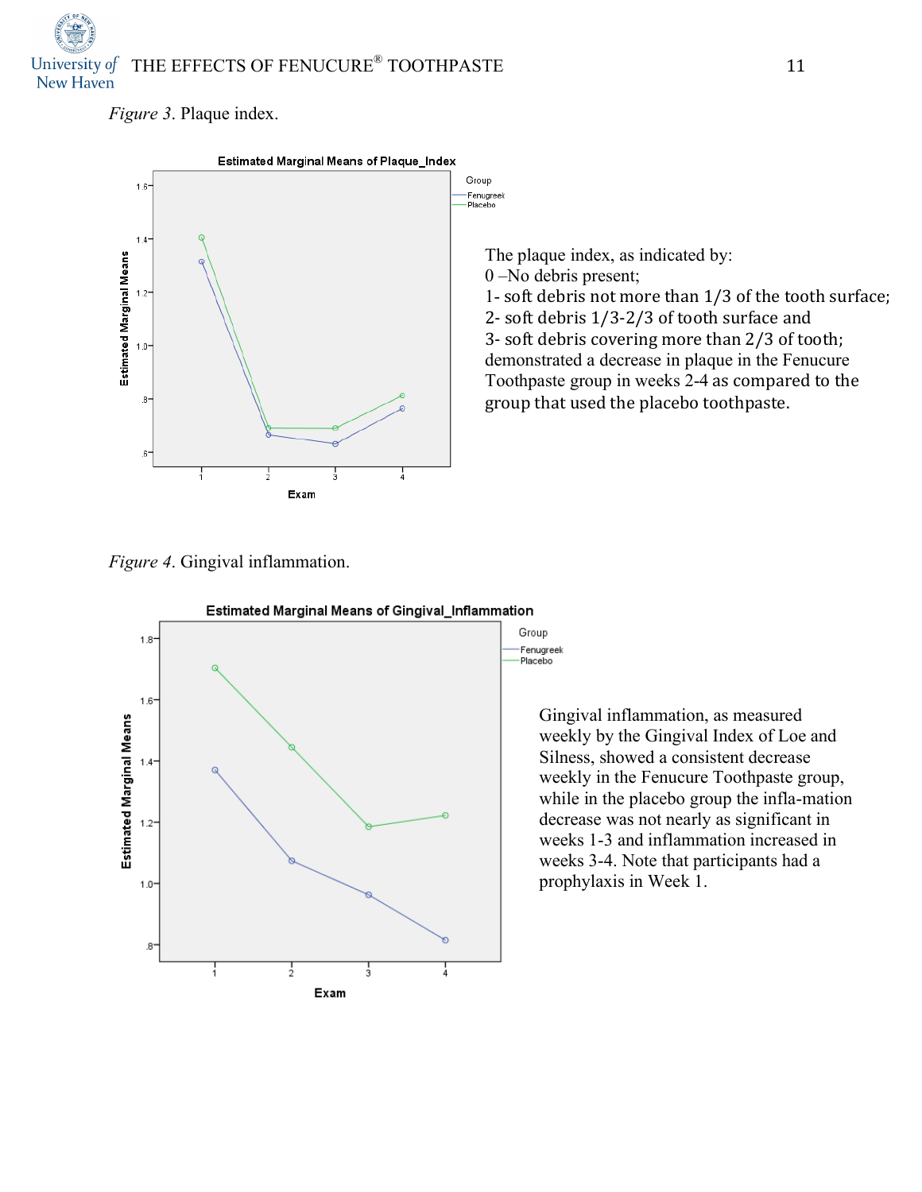*Figure 3*. Plaque index.

The plaque index, as indicated by:
0 –No debris present;
1- soft debris not more than 1/3 of the tooth surface;
2- soft debris 1/3-2/3 of tooth surface and
3- soft debris covering more than 2/3 of tooth;
demonstrated a decrease in plaque in the Fenucure Toothpaste group in weeks 2-4 as compared to the group that used the placebo toothpaste.

*Figure 4*. Gingival inflammation.

Gingival inflammation, as measured weekly by the Gingival Index of Loe and Silness, showed a consistent decrease weekly in the Fenucure Toothpaste group, while in the placebo group the infla-mation decrease was not nearly as significant in weeks 1-3 and inflammation increased in weeks 3-4. Note that participants had a prophylaxis in Week 1.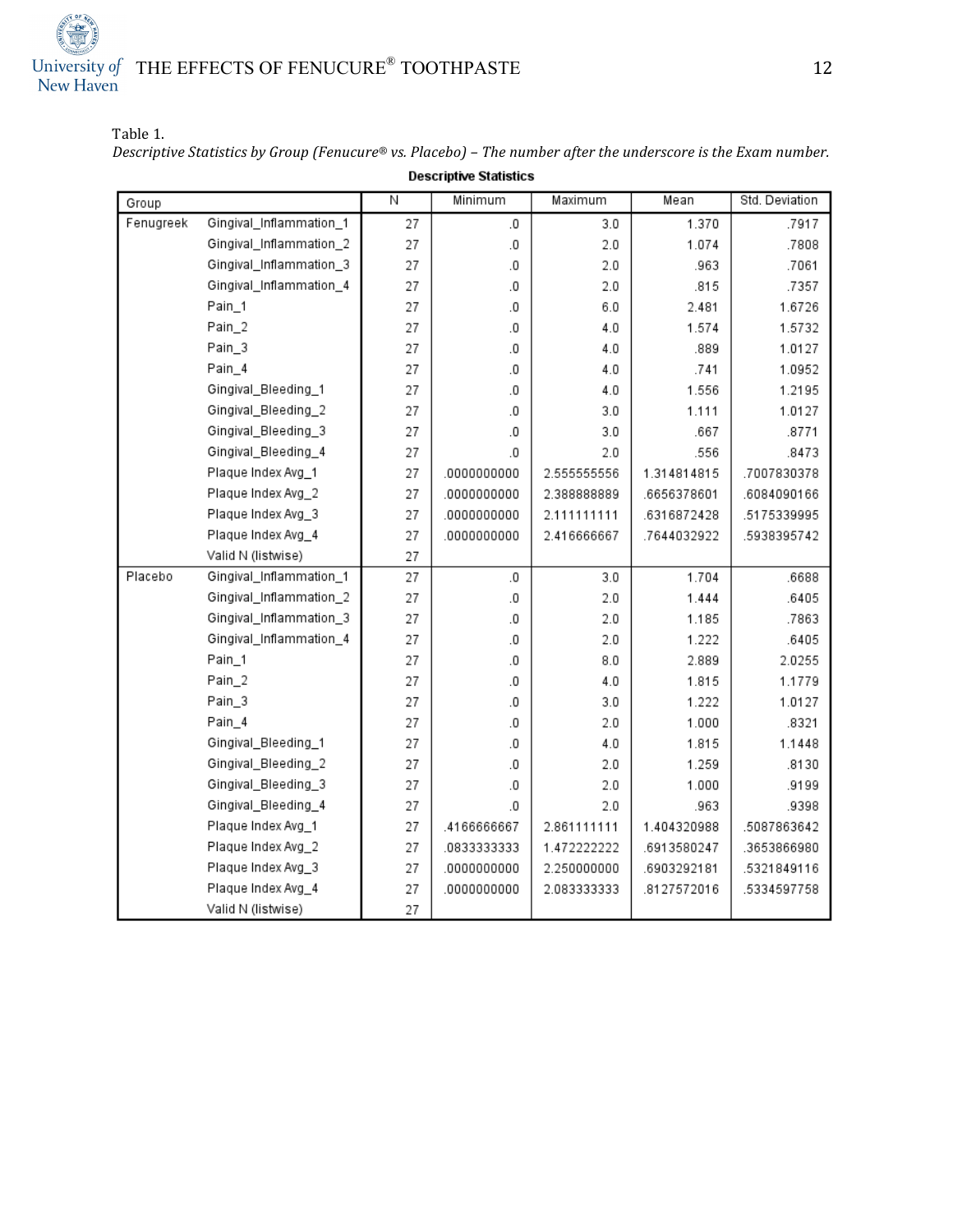Table 1.

*Descriptive Statistics by Group (Fenucure® vs. Placebo) – The number after the underscore is the Exam number.*

**Descriptive Statistics**

| Group | | N | Minimum | Maximum | Mean | Std. Deviation |
|---|---|---|---|---|---|---|
| Fenugreek | Gingival_Inflammation_1 | 27 | .0 | 3.0 | 1.370 | .7917 |
| | Gingival_Inflammation_2 | 27 | .0 | 2.0 | 1.074 | .7808 |
| | Gingival_Inflammation_3 | 27 | .0 | 2.0 | .963 | .7061 |
| | Gingival_Inflammation_4 | 27 | .0 | 2.0 | .815 | .7357 |
| | Pain_1 | 27 | .0 | 6.0 | 2.481 | 1.6726 |
| | Pain_2 | 27 | .0 | 4.0 | 1.574 | 1.5732 |
| | Pain_3 | 27 | .0 | 4.0 | .889 | 1.0127 |
| | Pain_4 | 27 | .0 | 4.0 | .741 | 1.0952 |
| | Gingival_Bleeding_1 | 27 | .0 | 4.0 | 1.556 | 1.2195 |
| | Gingival_Bleeding_2 | 27 | .0 | 3.0 | 1.111 | 1.0127 |
| | Gingival_Bleeding_3 | 27 | .0 | 3.0 | .667 | .8771 |
| | Gingival_Bleeding_4 | 27 | .0 | 2.0 | .556 | .8473 |
| | Plaque Index Avg_1 | 27 | .0000000000 | 2.555555556 | 1.314814815 | .7007830378 |
| | Plaque Index Avg_2 | 27 | .0000000000 | 2.388888889 | .6656378601 | .6084090166 |
| | Plaque Index Avg_3 | 27 | .0000000000 | 2.111111111 | .6316872428 | .5175339995 |
| | Plaque Index Avg_4 | 27 | .0000000000 | 2.416666667 | .7644032922 | .5938395742 |
| | Valid N (listwise) | 27 | | | | |
| Placebo | Gingival_Inflammation_1 | 27 | .0 | 3.0 | 1.704 | .6688 |
| | Gingival_Inflammation_2 | 27 | .0 | 2.0 | 1.444 | .6405 |
| | Gingival_Inflammation_3 | 27 | .0 | 2.0 | 1.185 | .7863 |
| | Gingival_Inflammation_4 | 27 | .0 | 2.0 | 1.222 | .6405 |
| | Pain_1 | 27 | .0 | 8.0 | 2.889 | 2.0255 |
| | Pain_2 | 27 | .0 | 4.0 | 1.815 | 1.1779 |
| | Pain_3 | 27 | .0 | 3.0 | 1.222 | 1.0127 |
| | Pain_4 | 27 | .0 | 2.0 | 1.000 | .8321 |
| | Gingival_Bleeding_1 | 27 | .0 | 4.0 | 1.815 | 1.1448 |
| | Gingival_Bleeding_2 | 27 | .0 | 2.0 | 1.259 | .8130 |
| | Gingival_Bleeding_3 | 27 | .0 | 2.0 | 1.000 | .9199 |
| | Gingival_Bleeding_4 | 27 | .0 | 2.0 | .963 | .9398 |
| | Plaque Index Avg_1 | 27 | .4166666667 | 2.861111111 | 1.404320988 | .5087863642 |
| | Plaque Index Avg_2 | 27 | .0833333333 | 1.472222222 | .6913580247 | .3653866980 |
| | Plaque Index Avg_3 | 27 | .0000000000 | 2.250000000 | .6903292181 | .5321849116 |
| | Plaque Index Avg_4 | 27 | .0000000000 | 2.083333333 | .8127572016 | .5334597758 |
| | Valid N (listwise) | 27 | | | | |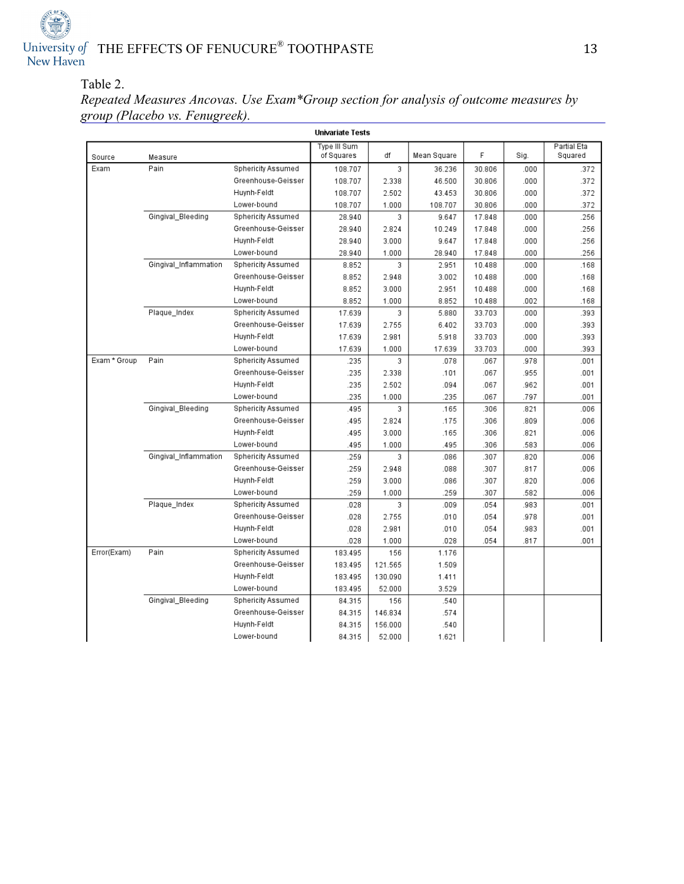Table 2.

*Repeated Measures Ancovas. Use Exam*Group section for analysis of outcome measures by group (Placebo vs. Fenugreek).*

**Univariate Tests**

| Source | Measure | | Type III Sum of Squares | df | Mean Square | F | Sig. | Partial Eta Squared |
|---|---|---|---|---|---|---|---|---|
| Exam | Pain | Sphericity Assumed | 108.707 | 3 | 36.236 | 30.806 | .000 | .372 |
| | | Greenhouse-Geisser | 108.707 | 2.338 | 46.500 | 30.806 | .000 | .372 |
| | | Huynh-Feldt | 108.707 | 2.502 | 43.453 | 30.806 | .000 | .372 |
| | | Lower-bound | 108.707 | 1.000 | 108.707 | 30.806 | .000 | .372 |
| | Gingival_Bleeding | Sphericity Assumed | 28.940 | 3 | 9.647 | 17.848 | .000 | .256 |
| | | Greenhouse-Geisser | 28.940 | 2.824 | 10.249 | 17.848 | .000 | .256 |
| | | Huynh-Feldt | 28.940 | 3.000 | 9.647 | 17.848 | .000 | .256 |
| | | Lower-bound | 28.940 | 1.000 | 28.940 | 17.848 | .000 | .256 |
| | Gingival_Inflammation | Sphericity Assumed | 8.852 | 3 | 2.951 | 10.488 | .000 | .168 |
| | | Greenhouse-Geisser | 8.852 | 2.948 | 3.002 | 10.488 | .000 | .168 |
| | | Huynh-Feldt | 8.852 | 3.000 | 2.951 | 10.488 | .000 | .168 |
| | | Lower-bound | 8.852 | 1.000 | 8.852 | 10.488 | .002 | .168 |
| | Plaque_Index | Sphericity Assumed | 17.639 | 3 | 5.880 | 33.703 | .000 | .393 |
| | | Greenhouse-Geisser | 17.639 | 2.755 | 6.402 | 33.703 | .000 | .393 |
| | | Huynh-Feldt | 17.639 | 2.981 | 5.918 | 33.703 | .000 | .393 |
| | | Lower-bound | 17.639 | 1.000 | 17.639 | 33.703 | .000 | .393 |
| Exam * Group | Pain | Sphericity Assumed | .235 | 3 | .078 | .067 | .978 | .001 |
| | | Greenhouse-Geisser | .235 | 2.338 | .101 | .067 | .955 | .001 |
| | | Huynh-Feldt | .235 | 2.502 | .094 | .067 | .962 | .001 |
| | | Lower-bound | .235 | 1.000 | .235 | .067 | .797 | .001 |
| | Gingival_Bleeding | Sphericity Assumed | .495 | 3 | .165 | .306 | .821 | .006 |
| | | Greenhouse-Geisser | .495 | 2.824 | .175 | .306 | .809 | .006 |
| | | Huynh-Feldt | .495 | 3.000 | .165 | .306 | .821 | .006 |
| | | Lower-bound | .495 | 1.000 | .495 | .306 | .583 | .006 |
| | Gingival_Inflammation | Sphericity Assumed | .259 | 3 | .086 | .307 | .820 | .006 |
| | | Greenhouse-Geisser | .259 | 2.948 | .088 | .307 | .817 | .006 |
| | | Huynh-Feldt | .259 | 3.000 | .086 | .307 | .820 | .006 |
| | | Lower-bound | .259 | 1.000 | .259 | .307 | .582 | .006 |
| | Plaque_Index | Sphericity Assumed | .028 | 3 | .009 | .054 | .983 | .001 |
| | | Greenhouse-Geisser | .028 | 2.755 | .010 | .054 | .978 | .001 |
| | | Huynh-Feldt | .028 | 2.981 | .010 | .054 | .983 | .001 |
| | | Lower-bound | .028 | 1.000 | .028 | .054 | .817 | .001 |
| Error(Exam) | Pain | Sphericity Assumed | 183.495 | 156 | 1.176 | | | |
| | | Greenhouse-Geisser | 183.495 | 121.565 | 1.509 | | | |
| | | Huynh-Feldt | 183.495 | 130.090 | 1.411 | | | |
| | | Lower-bound | 183.495 | 52.000 | 3.529 | | | |
| | Gingival_Bleeding | Sphericity Assumed | 84.315 | 156 | .540 | | | |
| | | Greenhouse-Geisser | 84.315 | 146.834 | .574 | | | |
| | | Huynh-Feldt | 84.315 | 156.000 | .540 | | | |
| | | Lower-bound | 84.315 | 52.000 | 1.621 | | | |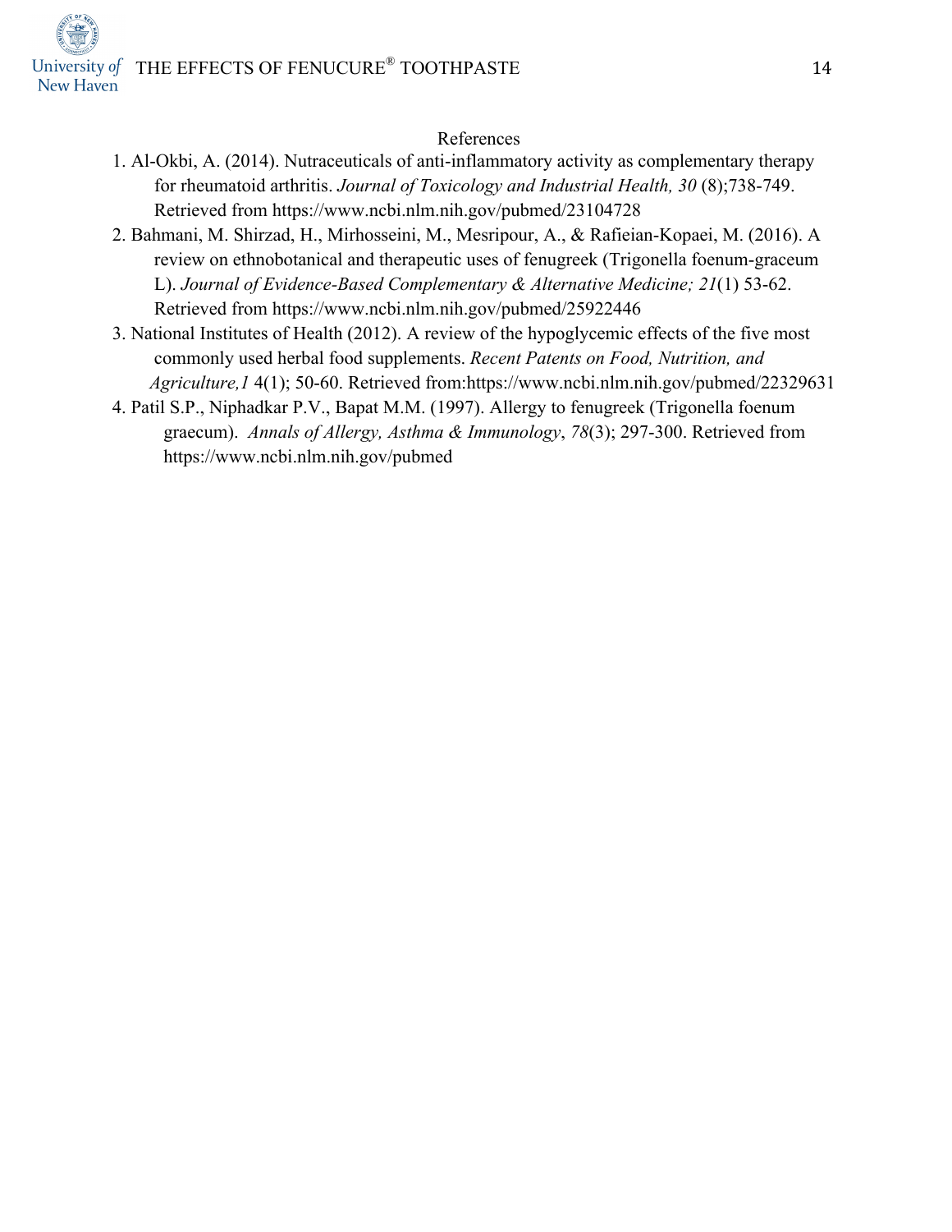## References

1. Al-Okbi, A. (2014). Nutraceuticals of anti-inflammatory activity as complementary therapy for rheumatoid arthritis. *Journal of Toxicology and Industrial Health, 30* (8);738-749. Retrieved from https://www.ncbi.nlm.nih.gov/pubmed/23104728
2. Bahmani, M. Shirzad, H., Mirhosseini, M., Mesripour, A., & Rafieian-Kopaei, M. (2016). A review on ethnobotanical and therapeutic uses of fenugreek (Trigonella foenum-graceum L). *Journal of Evidence-Based Complementary & Alternative Medicine; 21*(1) 53-62. Retrieved from https://www.ncbi.nlm.nih.gov/pubmed/25922446
3. National Institutes of Health (2012). A review of the hypoglycemic effects of the five most commonly used herbal food supplements. *Recent Patents on Food, Nutrition, and Agriculture,1* 4(1); 50-60. Retrieved from:https://www.ncbi.nlm.nih.gov/pubmed/22329631
4. Patil S.P., Niphadkar P.V., Bapat M.M. (1997). Allergy to fenugreek (Trigonella foenum graecum). *Annals of Allergy, Asthma & Immunology*, *78*(3); 297-300. Retrieved from https://www.ncbi.nlm.nih.gov/pubmed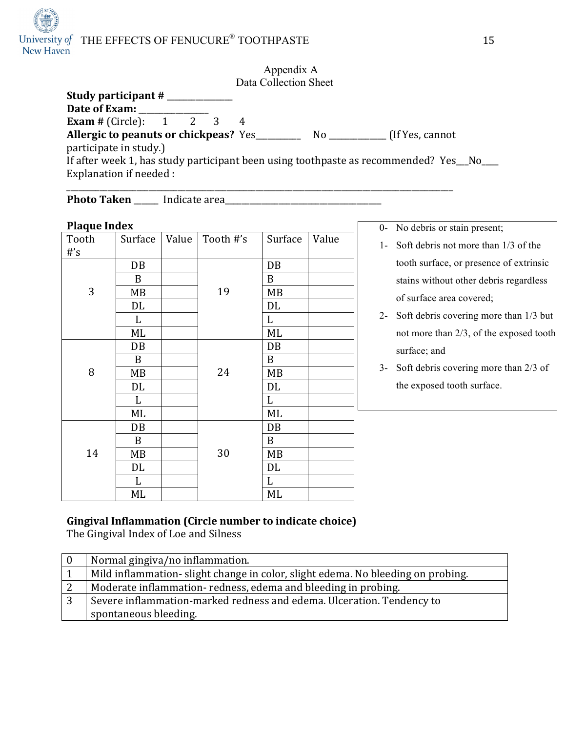Appendix A
Data Collection Sheet

**Study participant #** _____________
**Date of Exam:** ______________
**Exam #** (Circle): 1 2 3 4
**Allergic to peanuts or chickpeas?** Yes_________ No ___________ (If Yes, cannot participate in study.)
If after week 1, has study participant been using toothpaste as recommended? Yes__No___
Explanation if needed :
_______________________________________________________________________________
**Photo Taken** _____ Indicate area_________________________________

**Plaque Index**

| Tooth #'s | Surface | Value | Tooth #'s | Surface | Value |
|---|---|---|---|---|---|
| 3 | DB | | 19 | DB | |
| | B | | | B | |
| | MB | | | MB | |
| | DL | | | DL | |
| | L | | | L | |
| | ML | | | ML | |
| 8 | DB | | 24 | DB | |
| | B | | | B | |
| | MB | | | MB | |
| | DL | | | DL | |
| | L | | | L | |
| | ML | | | ML | |
| 14 | DB | | 30 | DB | |
| | B | | | B | |
| | MB | | | MB | |
| | DL | | | DL | |
| | L | | | L | |
| | ML | | | ML | |

0- No debris or stain present;
1- Soft debris not more than 1/3 of the tooth surface, or presence of extrinsic stains without other debris regardless of surface area covered;
2- Soft debris covering more than 1/3 but not more than 2/3, of the exposed tooth surface; and
3- Soft debris covering more than 2/3 of the exposed tooth surface.

**Gingival Inflammation (Circle number to indicate choice)**
The Gingival Index of Loe and Silness

| | |
|---|---|
| 0 | Normal gingiva/no inflammation. |
| 1 | Mild inflammation- slight change in color, slight edema. No bleeding on probing. |
| 2 | Moderate inflammation- redness, edema and bleeding in probing. |
| 3 | Severe inflammation-marked redness and edema. Ulceration. Tendency to spontaneous bleeding. |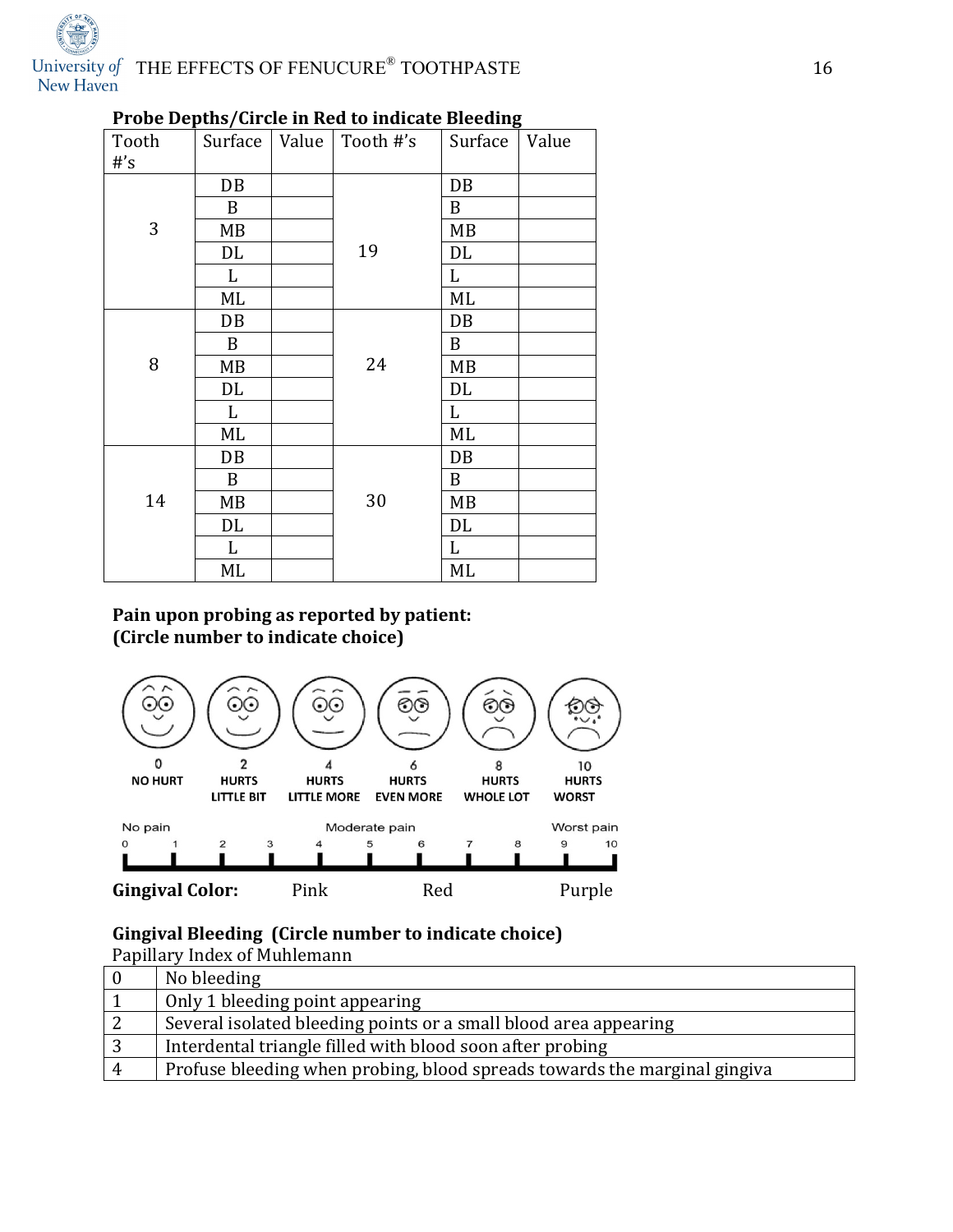**Probe Depths/Circle in Red to indicate Bleeding**

| Tooth #'s | Surface | Value | Tooth #'s | Surface | Value |
|---|---|---|---|---|---|
| 3 | DB | | 19 | DB | |
| | B | | | B | |
| | MB | | | MB | |
| | DL | | | DL | |
| | L | | | L | |
| | ML | | | ML | |
| 8 | DB | | 24 | DB | |
| | B | | | B | |
| | MB | | | MB | |
| | DL | | | DL | |
| | L | | | L | |
| | ML | | | ML | |
| 14 | DB | | 30 | DB | |
| | B | | | B | |
| | MB | | | MB | |
| | DL | | | DL | |
| | L | | | L | |
| | ML | | | ML | |

**Pain upon probing as reported by patient:**
**(Circle number to indicate choice)**

0 NO HURT
2 HURTS LITTLE BIT
4 HURTS LITTLE MORE
6 HURTS EVEN MORE
8 HURTS WHOLE LOT
10 HURTS WORST

No pain — Moderate pain — Worst pain
0 1 2 3 4 5 6 7 8 9 10

**Gingival Color:** Pink Red Purple

**Gingival Bleeding (Circle number to indicate choice)**
Papillary Index of Muhlemann

| | |
|---|---|
| 0 | No bleeding |
| 1 | Only 1 bleeding point appearing |
| 2 | Several isolated bleeding points or a small blood area appearing |
| 3 | Interdental triangle filled with blood soon after probing |
| 4 | Profuse bleeding when probing, blood spreads towards the marginal gingiva |